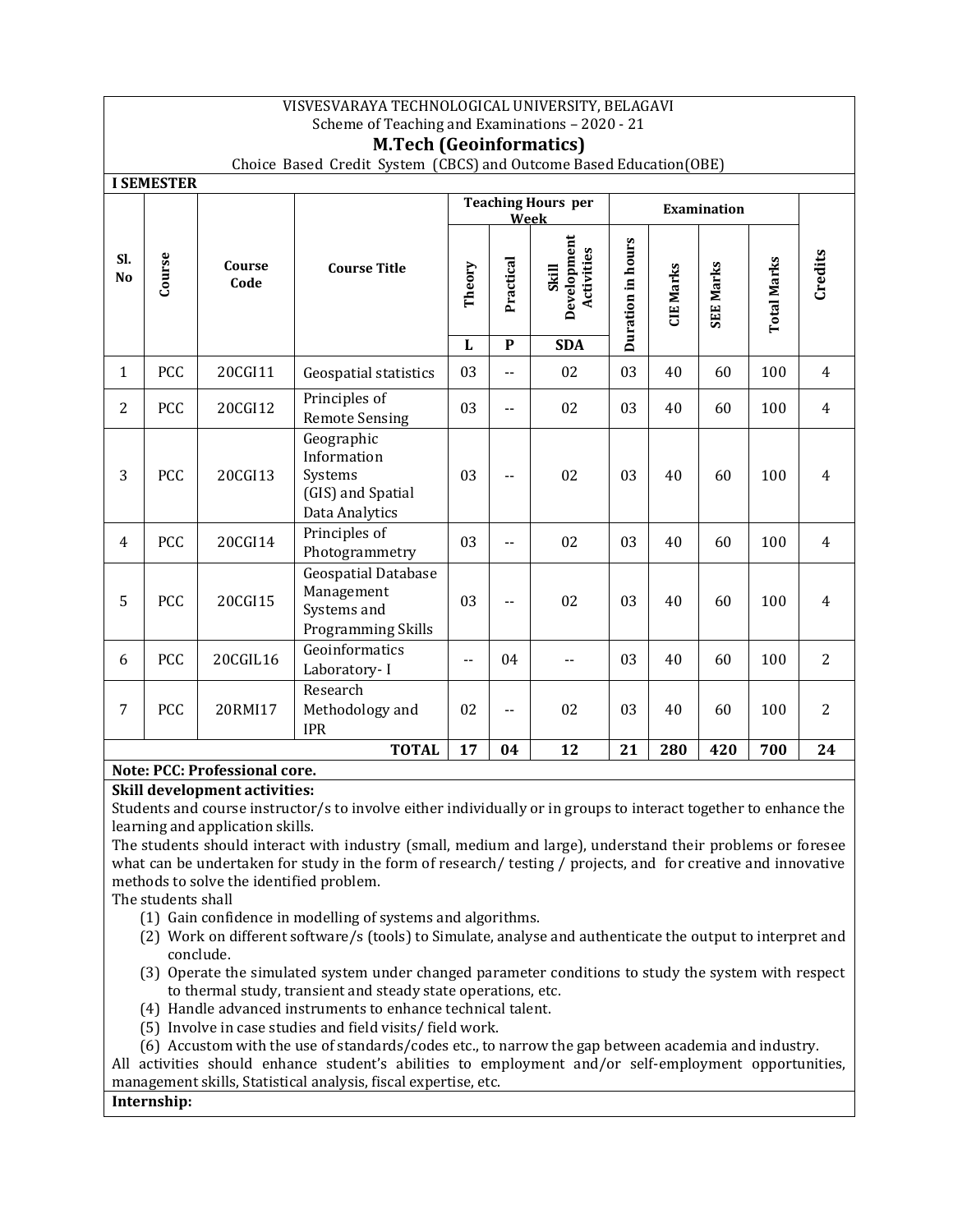VISVESVARAYA TECHNOLOGICAL UNIVERSITY, BELAGAVI

Scheme of Teaching and Examinations – 2020 - 21

# M.Tech (Geoinformatics)

Choice Based Credit System (CBCS) and Outcome Based Education(OBE)

**I SEMESTER**

| Sl. No | Course | Course Code | Course Title | Teaching Hours per Week | | | Examination | | | | Credits |
|---|---|---|---|---|---|---|---|---|---|---|---|
| | | | | Theory | Practical | Skill Development Activities | Duration in hours | CIE Marks | SEE Marks | Total Marks | |
| | | | | L | P | SDA | | | | | |
| 1 | PCC | 20CGI11 | Geospatial statistics | 03 | -- | 02 | 03 | 40 | 60 | 100 | 4 |
| 2 | PCC | 20CGI12 | Principles of Remote Sensing | 03 | -- | 02 | 03 | 40 | 60 | 100 | 4 |
| 3 | PCC | 20CGI13 | Geographic Information Systems (GIS) and Spatial Data Analytics | 03 | -- | 02 | 03 | 40 | 60 | 100 | 4 |
| 4 | PCC | 20CGI14 | Principles of Photogrammetry | 03 | -- | 02 | 03 | 40 | 60 | 100 | 4 |
| 5 | PCC | 20CGI15 | Geospatial Database Management Systems and Programming Skills | 03 | -- | 02 | 03 | 40 | 60 | 100 | 4 |
| 6 | PCC | 20CGIL16 | Geoinformatics Laboratory- I | -- | 04 | -- | 03 | 40 | 60 | 100 | 2 |
| 7 | PCC | 20RMI17 | Research Methodology and IPR | 02 | -- | 02 | 03 | 40 | 60 | 100 | 2 |
| | | | **TOTAL** | **17** | **04** | **12** | **21** | **280** | **420** | **700** | **24** |

**Note: PCC: Professional core.**

**Skill development activities:**

Students and course instructor/s to involve either individually or in groups to interact together to enhance the learning and application skills.

The students should interact with industry (small, medium and large), understand their problems or foresee what can be undertaken for study in the form of research/ testing / projects, and for creative and innovative methods to solve the identified problem.

The students shall

1. Gain confidence in modelling of systems and algorithms.
2. Work on different software/s (tools) to Simulate, analyse and authenticate the output to interpret and conclude.
3. Operate the simulated system under changed parameter conditions to study the system with respect to thermal study, transient and steady state operations, etc.
4. Handle advanced instruments to enhance technical talent.
5. Involve in case studies and field visits/ field work.
6. Accustom with the use of standards/codes etc., to narrow the gap between academia and industry.

All activities should enhance student's abilities to employment and/or self-employment opportunities, management skills, Statistical analysis, fiscal expertise, etc.

**Internship:**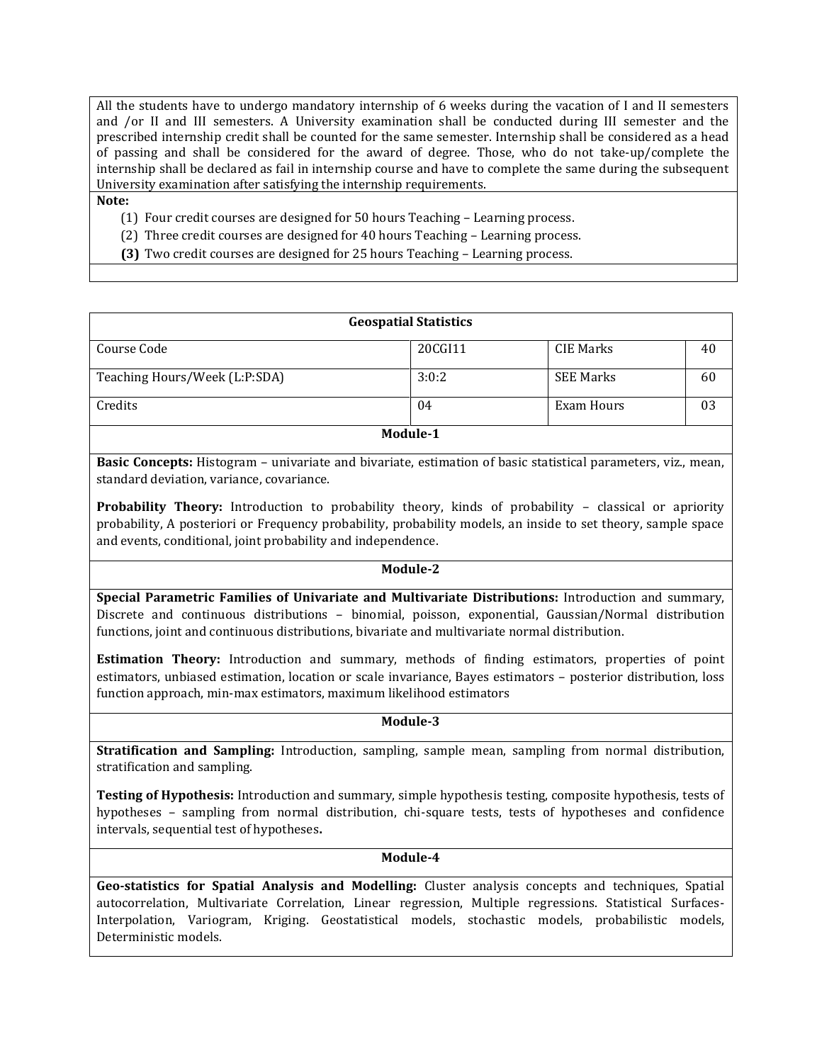All the students have to undergo mandatory internship of 6 weeks during the vacation of I and II semesters and /or II and III semesters. A University examination shall be conducted during III semester and the prescribed internship credit shall be counted for the same semester. Internship shall be considered as a head of passing and shall be considered for the award of degree. Those, who do not take-up/complete the internship shall be declared as fail in internship course and have to complete the same during the subsequent University examination after satisfying the internship requirements.

**Note:**

(1) Four credit courses are designed for 50 hours Teaching – Learning process.

(2) Three credit courses are designed for 40 hours Teaching – Learning process.

**(3)** Two credit courses are designed for 25 hours Teaching – Learning process.

## Geospatial Statistics

| Course Code | 20CGI11 | CIE Marks | 40 |
|---|---|---|---|
| Teaching Hours/Week (L:P:SDA) | 3:0:2 | SEE Marks | 60 |
| Credits | 04 | Exam Hours | 03 |

### Module-1

**Basic Concepts:** Histogram – univariate and bivariate, estimation of basic statistical parameters, viz., mean, standard deviation, variance, covariance.

**Probability Theory:** Introduction to probability theory, kinds of probability – classical or apriority probability, A posteriori or Frequency probability, probability models, an inside to set theory, sample space and events, conditional, joint probability and independence.

### Module-2

**Special Parametric Families of Univariate and Multivariate Distributions:** Introduction and summary, Discrete and continuous distributions – binomial, poisson, exponential, Gaussian/Normal distribution functions, joint and continuous distributions, bivariate and multivariate normal distribution.

**Estimation Theory:** Introduction and summary, methods of finding estimators, properties of point estimators, unbiased estimation, location or scale invariance, Bayes estimators – posterior distribution, loss function approach, min-max estimators, maximum likelihood estimators

### Module-3

**Stratification and Sampling:** Introduction, sampling, sample mean, sampling from normal distribution, stratification and sampling.

**Testing of Hypothesis:** Introduction and summary, simple hypothesis testing, composite hypothesis, tests of hypotheses – sampling from normal distribution, chi-square tests, tests of hypotheses and confidence intervals, sequential test of hypotheses**.**

### Module-4

**Geo-statistics for Spatial Analysis and Modelling:** Cluster analysis concepts and techniques, Spatial autocorrelation, Multivariate Correlation, Linear regression, Multiple regressions. Statistical Surfaces-Interpolation, Variogram, Kriging. Geostatistical models, stochastic models, probabilistic models, Deterministic models.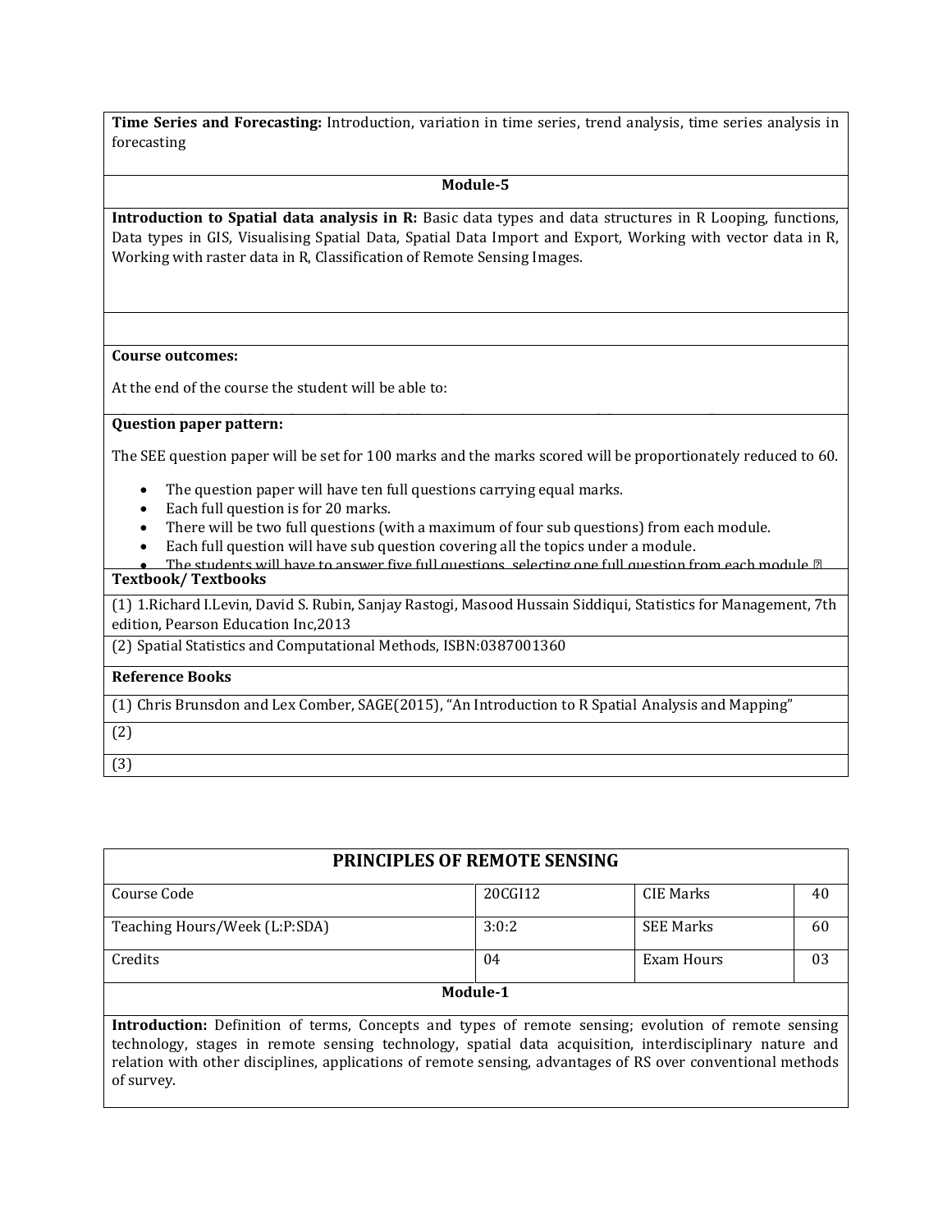**Time Series and Forecasting:** Introduction, variation in time series, trend analysis, time series analysis in forecasting

**Module-5**

**Introduction to Spatial data analysis in R:** Basic data types and data structures in R Looping, functions, Data types in GIS, Visualising Spatial Data, Spatial Data Import and Export, Working with vector data in R, Working with raster data in R, Classification of Remote Sensing Images.

**Course outcomes:**

At the end of the course the student will be able to:

**Question paper pattern:**

The SEE question paper will be set for 100 marks and the marks scored will be proportionately reduced to 60.

- The question paper will have ten full questions carrying equal marks.
- Each full question is for 20 marks.
- There will be two full questions (with a maximum of four sub questions) from each module.
- Each full question will have sub question covering all the topics under a module.
- The students will have to answer five full questions, selecting one full question from each module.

**Textbook/ Textbooks**

(1) 1.Richard I.Levin, David S. Rubin, Sanjay Rastogi, Masood Hussain Siddiqui, Statistics for Management, 7th edition, Pearson Education Inc,2013

(2) Spatial Statistics and Computational Methods, ISBN:0387001360

**Reference Books**

(1) Chris Brunsdon and Lex Comber, SAGE(2015), "An Introduction to R Spatial Analysis and Mapping"

(2)

(3)

## PRINCIPLES OF REMOTE SENSING

| Course Code | 20CGI12 | CIE Marks | 40 |
|---|---|---|---|
| Teaching Hours/Week (L:P:SDA) | 3:0:2 | SEE Marks | 60 |
| Credits | 04 | Exam Hours | 03 |

**Module-1**

**Introduction:** Definition of terms, Concepts and types of remote sensing; evolution of remote sensing technology, stages in remote sensing technology, spatial data acquisition, interdisciplinary nature and relation with other disciplines, applications of remote sensing, advantages of RS over conventional methods of survey.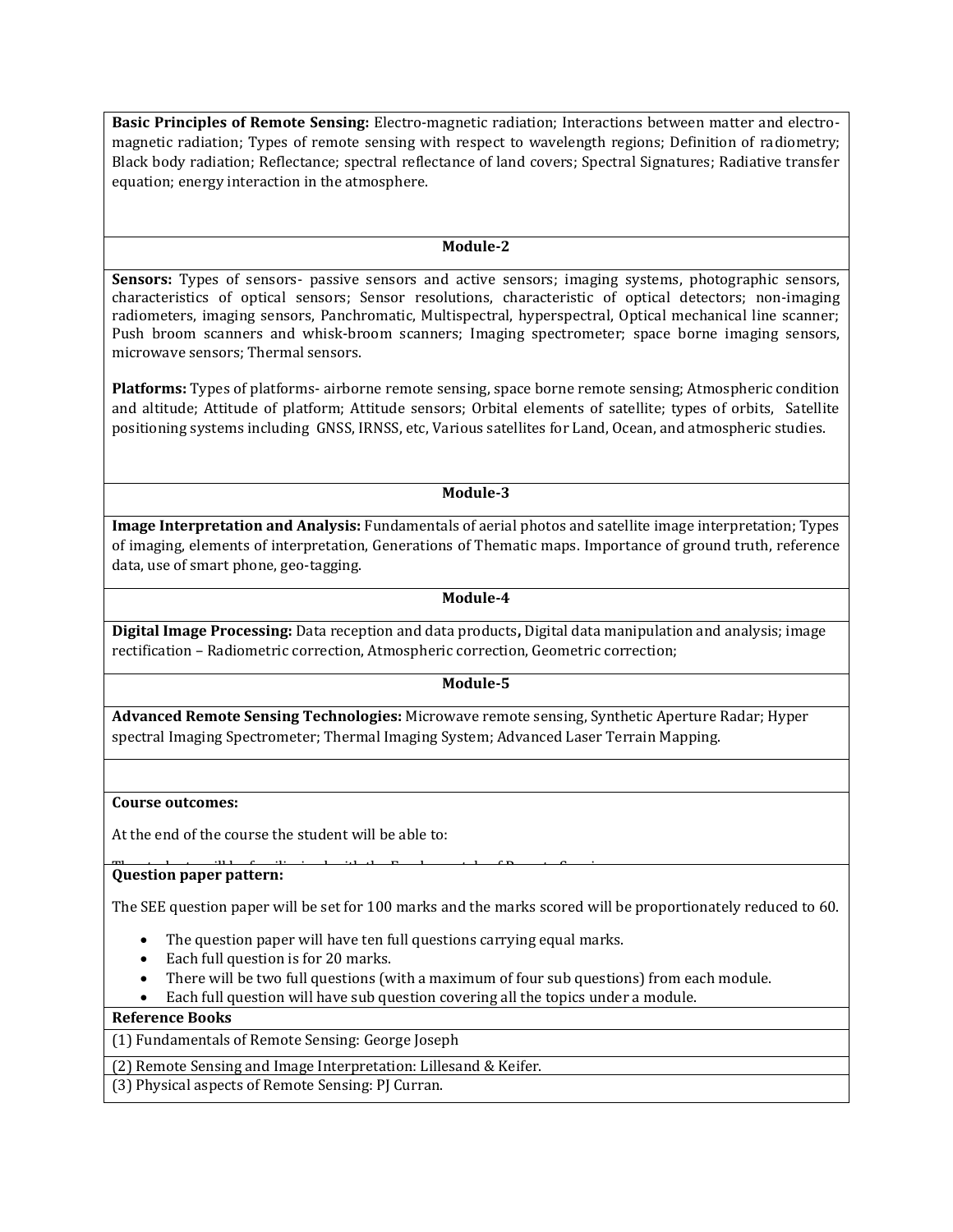**Basic Principles of Remote Sensing:** Electro-magnetic radiation; Interactions between matter and electro-magnetic radiation; Types of remote sensing with respect to wavelength regions; Definition of radiometry; Black body radiation; Reflectance; spectral reflectance of land covers; Spectral Signatures; Radiative transfer equation; energy interaction in the atmosphere.

## Module-2

**Sensors:** Types of sensors- passive sensors and active sensors; imaging systems, photographic sensors, characteristics of optical sensors; Sensor resolutions, characteristic of optical detectors; non-imaging radiometers, imaging sensors, Panchromatic, Multispectral, hyperspectral, Optical mechanical line scanner; Push broom scanners and whisk-broom scanners; Imaging spectrometer; space borne imaging sensors, microwave sensors; Thermal sensors.

**Platforms:** Types of platforms- airborne remote sensing, space borne remote sensing; Atmospheric condition and altitude; Attitude of platform; Attitude sensors; Orbital elements of satellite; types of orbits, Satellite positioning systems including GNSS, IRNSS, etc, Various satellites for Land, Ocean, and atmospheric studies.

## Module-3

**Image Interpretation and Analysis:** Fundamentals of aerial photos and satellite image interpretation; Types of imaging, elements of interpretation, Generations of Thematic maps. Importance of ground truth, reference data, use of smart phone, geo-tagging.

## Module-4

**Digital Image Processing:** Data reception and data products**,** Digital data manipulation and analysis; image rectification – Radiometric correction, Atmospheric correction, Geometric correction;

## Module-5

**Advanced Remote Sensing Technologies:** Microwave remote sensing, Synthetic Aperture Radar; Hyper spectral Imaging Spectrometer; Thermal Imaging System; Advanced Laser Terrain Mapping.

**Course outcomes:**

At the end of the course the student will be able to:

The student will be familiarized with the Fundamentals of Remote Sensing

**Question paper pattern:**

The SEE question paper will be set for 100 marks and the marks scored will be proportionately reduced to 60.

- The question paper will have ten full questions carrying equal marks.
- Each full question is for 20 marks.
- There will be two full questions (with a maximum of four sub questions) from each module.
- Each full question will have sub question covering all the topics under a module.

**Reference Books**

(1) Fundamentals of Remote Sensing: George Joseph

(2) Remote Sensing and Image Interpretation: Lillesand & Keifer.

(3) Physical aspects of Remote Sensing: PJ Curran.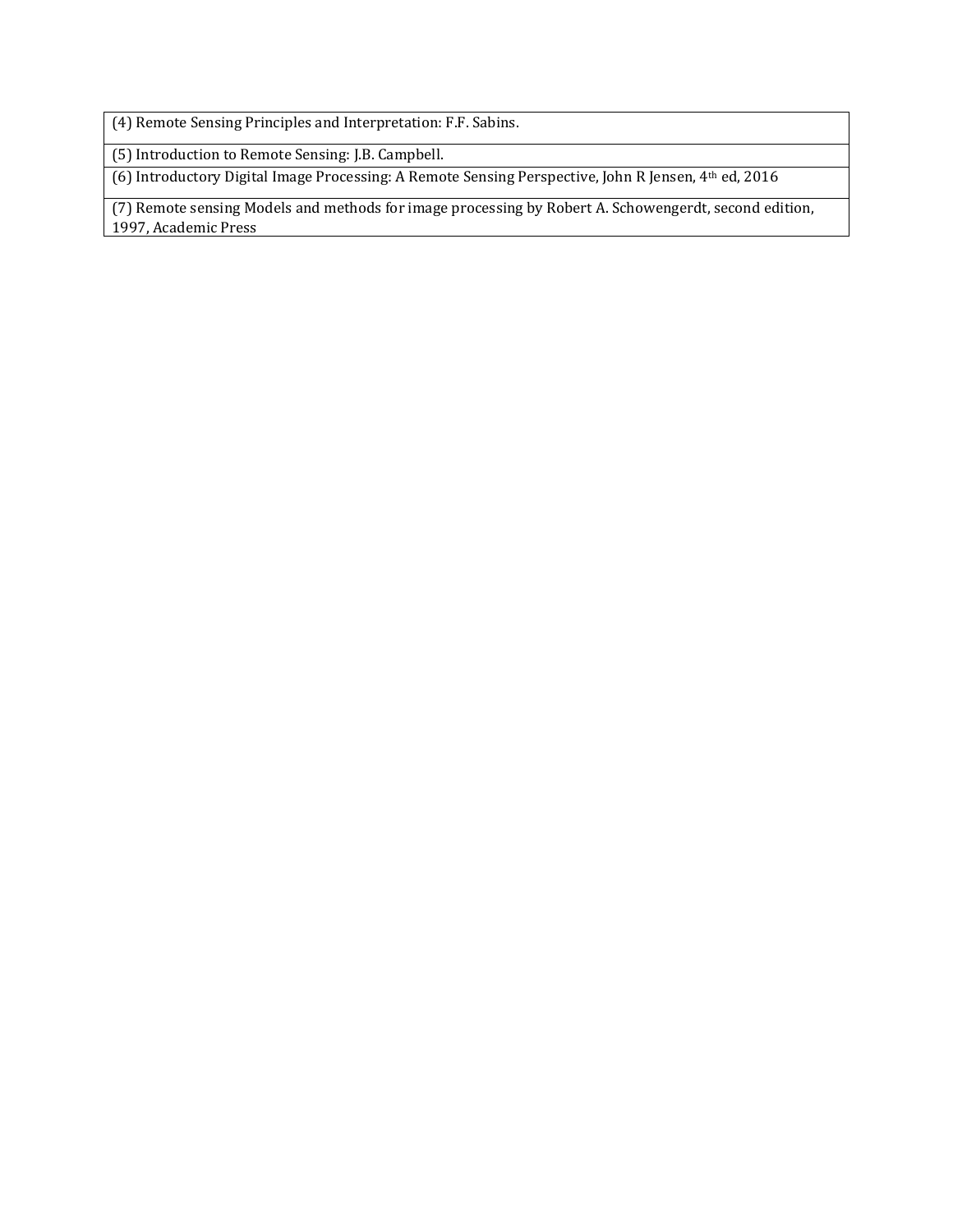| (4) Remote Sensing Principles and Interpretation: F.F. Sabins. |
| --- |
| (5) Introduction to Remote Sensing: J.B. Campbell. |
| (6) Introductory Digital Image Processing: A Remote Sensing Perspective, John R Jensen, 4th ed, 2016 |
| (7) Remote sensing Models and methods for image processing by Robert A. Schowengerdt, second edition, 1997, Academic Press |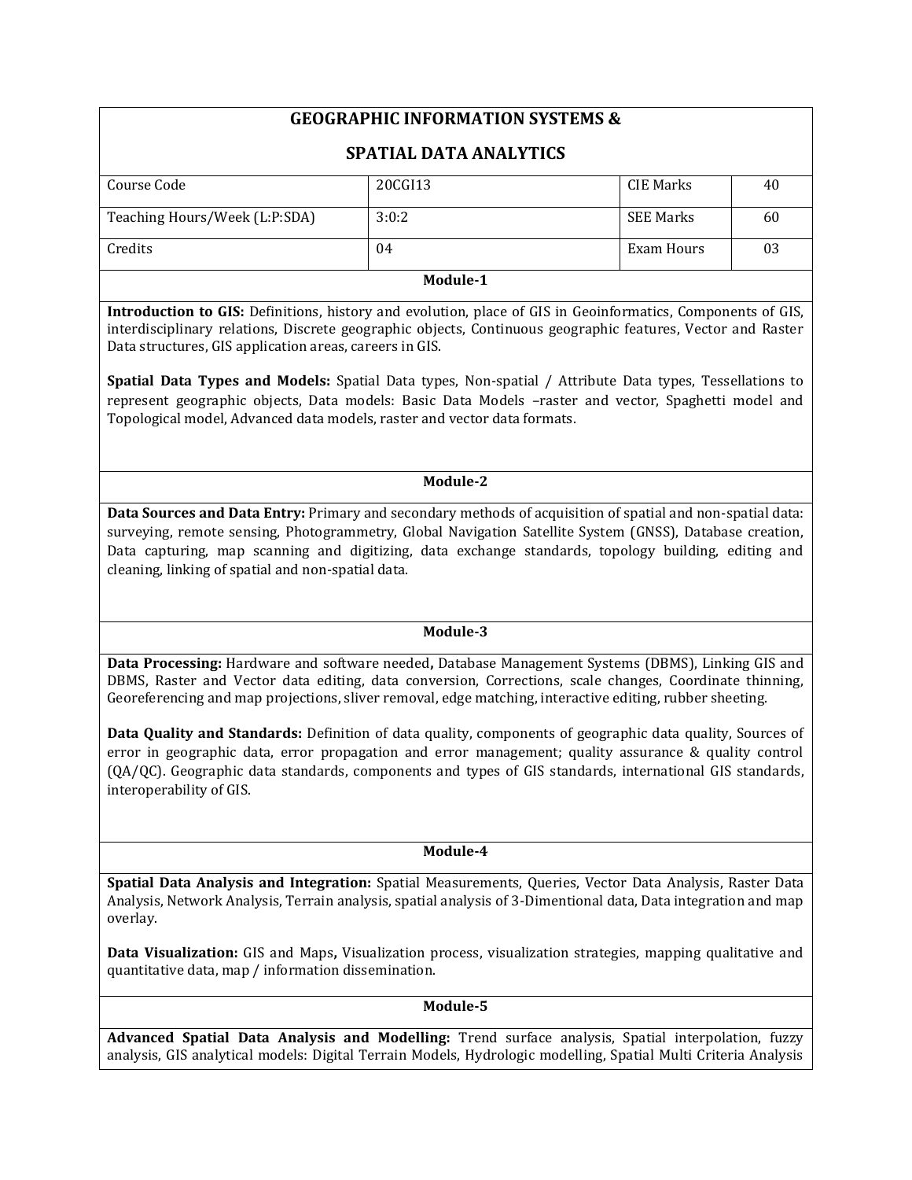## GEOGRAPHIC INFORMATION SYSTEMS & SPATIAL DATA ANALYTICS

| Course Code | 20CGI13 | CIE Marks | 40 |
|---|---|---|---|
| Teaching Hours/Week (L:P:SDA) | 3:0:2 | SEE Marks | 60 |
| Credits | 04 | Exam Hours | 03 |

### Module-1

**Introduction to GIS:** Definitions, history and evolution, place of GIS in Geoinformatics, Components of GIS, interdisciplinary relations, Discrete geographic objects, Continuous geographic features, Vector and Raster Data structures, GIS application areas, careers in GIS.

**Spatial Data Types and Models:** Spatial Data types, Non-spatial / Attribute Data types, Tessellations to represent geographic objects, Data models: Basic Data Models –raster and vector, Spaghetti model and Topological model, Advanced data models, raster and vector data formats.

### Module-2

**Data Sources and Data Entry:** Primary and secondary methods of acquisition of spatial and non-spatial data: surveying, remote sensing, Photogrammetry, Global Navigation Satellite System (GNSS), Database creation, Data capturing, map scanning and digitizing, data exchange standards, topology building, editing and cleaning, linking of spatial and non-spatial data.

### Module-3

**Data Processing:** Hardware and software needed**,** Database Management Systems (DBMS), Linking GIS and DBMS, Raster and Vector data editing, data conversion, Corrections, scale changes, Coordinate thinning, Georeferencing and map projections, sliver removal, edge matching, interactive editing, rubber sheeting.

**Data Quality and Standards:** Definition of data quality, components of geographic data quality, Sources of error in geographic data, error propagation and error management; quality assurance & quality control (QA/QC). Geographic data standards, components and types of GIS standards, international GIS standards, interoperability of GIS.

### Module-4

**Spatial Data Analysis and Integration:** Spatial Measurements, Queries, Vector Data Analysis, Raster Data Analysis, Network Analysis, Terrain analysis, spatial analysis of 3-Dimentional data, Data integration and map overlay.

**Data Visualization:** GIS and Maps**,** Visualization process, visualization strategies, mapping qualitative and quantitative data, map / information dissemination.

### Module-5

**Advanced Spatial Data Analysis and Modelling:** Trend surface analysis, Spatial interpolation, fuzzy analysis, GIS analytical models: Digital Terrain Models, Hydrologic modelling, Spatial Multi Criteria Analysis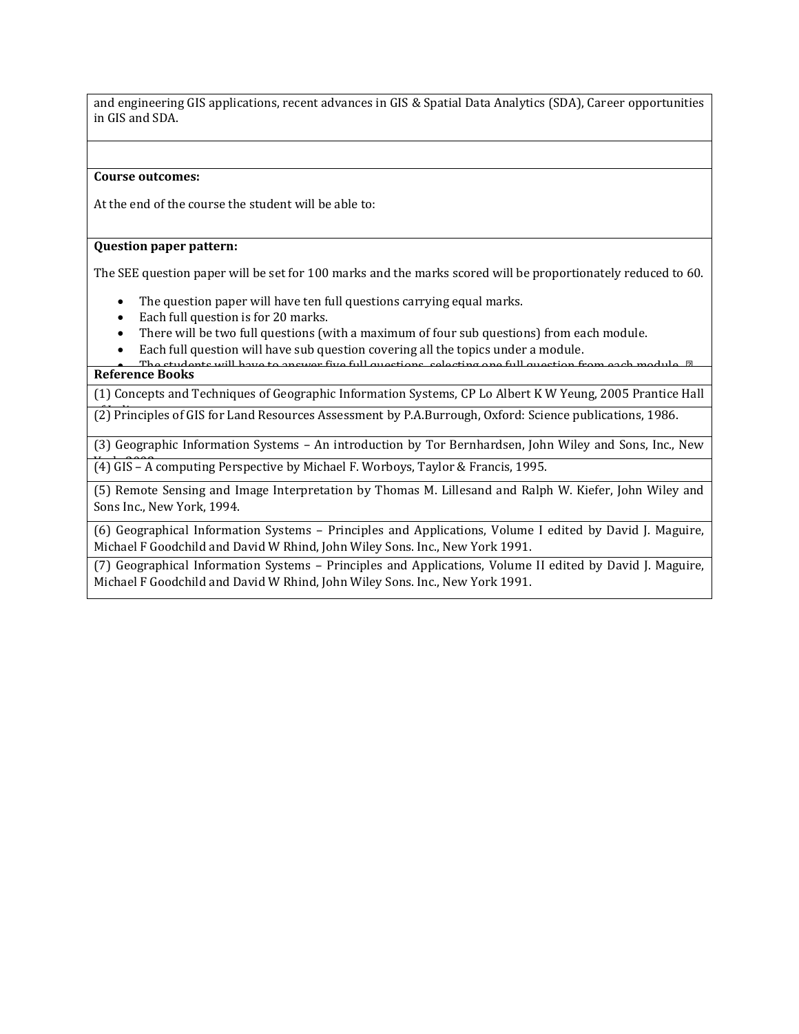and engineering GIS applications, recent advances in GIS & Spatial Data Analytics (SDA), Career opportunities in GIS and SDA.

**Course outcomes:**

At the end of the course the student will be able to:

**Question paper pattern:**

The SEE question paper will be set for 100 marks and the marks scored will be proportionately reduced to 60.

- The question paper will have ten full questions carrying equal marks.
- Each full question is for 20 marks.
- There will be two full questions (with a maximum of four sub questions) from each module.
- Each full question will have sub question covering all the topics under a module.
- The students will have to answer five full questions, selecting one full question from each module.

**Reference Books**

(1) Concepts and Techniques of Geographic Information Systems, CP Lo Albert K W Yeung, 2005 Prantice Hall of India

(2) Principles of GIS for Land Resources Assessment by P.A.Burrough, Oxford: Science publications, 1986.

(3) Geographic Information Systems – An introduction by Tor Bernhardsen, John Wiley and Sons, Inc., New York 2002

(4) GIS – A computing Perspective by Michael F. Worboys, Taylor & Francis, 1995.

(5) Remote Sensing and Image Interpretation by Thomas M. Lillesand and Ralph W. Kiefer, John Wiley and Sons Inc., New York, 1994.

(6) Geographical Information Systems – Principles and Applications, Volume I edited by David J. Maguire, Michael F Goodchild and David W Rhind, John Wiley Sons. Inc., New York 1991.

(7) Geographical Information Systems – Principles and Applications, Volume II edited by David J. Maguire, Michael F Goodchild and David W Rhind, John Wiley Sons. Inc., New York 1991.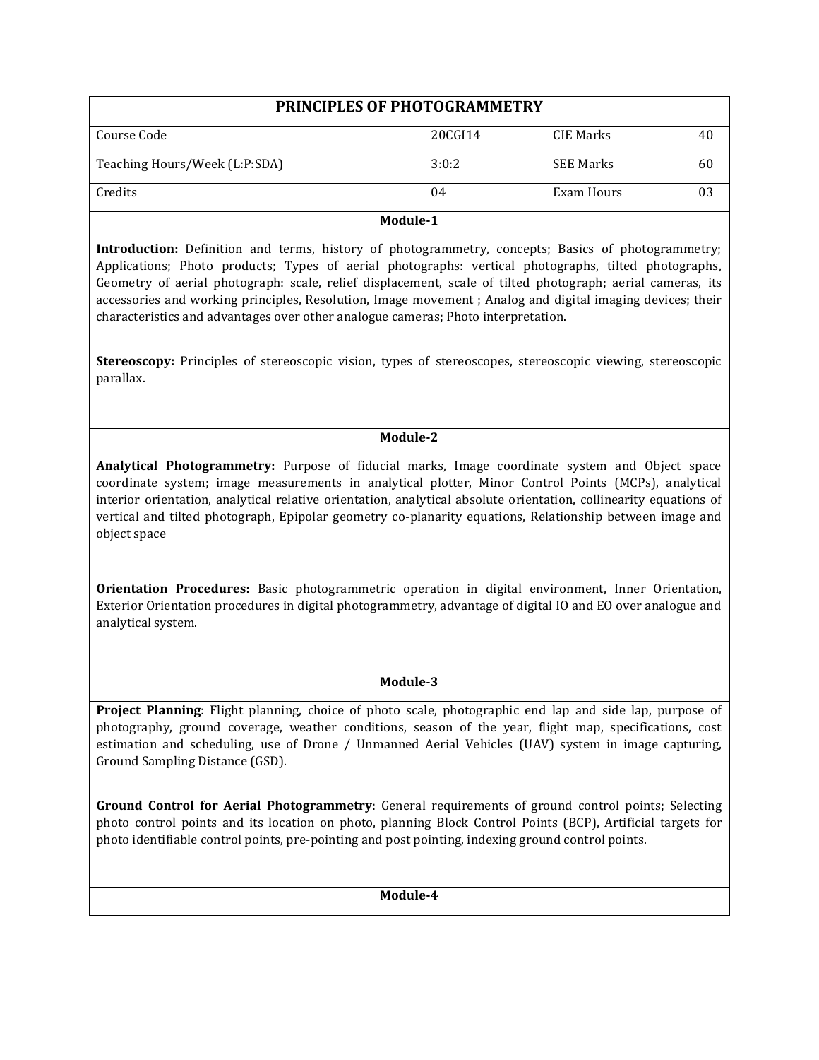## PRINCIPLES OF PHOTOGRAMMETRY

| Course Code | 20CGI14 | CIE Marks | 40 |
|---|---|---|---|
| Teaching Hours/Week (L:P:SDA) | 3:0:2 | SEE Marks | 60 |
| Credits | 04 | Exam Hours | 03 |

### Module-1

**Introduction:** Definition and terms, history of photogrammetry, concepts; Basics of photogrammetry; Applications; Photo products; Types of aerial photographs: vertical photographs, tilted photographs, Geometry of aerial photograph: scale, relief displacement, scale of tilted photograph; aerial cameras, its accessories and working principles, Resolution, Image movement ; Analog and digital imaging devices; their characteristics and advantages over other analogue cameras; Photo interpretation.

**Stereoscopy:** Principles of stereoscopic vision, types of stereoscopes, stereoscopic viewing, stereoscopic parallax.

### Module-2

**Analytical Photogrammetry:** Purpose of fiducial marks, Image coordinate system and Object space coordinate system; image measurements in analytical plotter, Minor Control Points (MCPs), analytical interior orientation, analytical relative orientation, analytical absolute orientation, collinearity equations of vertical and tilted photograph, Epipolar geometry co-planarity equations, Relationship between image and object space

**Orientation Procedures:** Basic photogrammetric operation in digital environment, Inner Orientation, Exterior Orientation procedures in digital photogrammetry, advantage of digital IO and EO over analogue and analytical system.

### Module-3

**Project Planning**: Flight planning, choice of photo scale, photographic end lap and side lap, purpose of photography, ground coverage, weather conditions, season of the year, flight map, specifications, cost estimation and scheduling, use of Drone / Unmanned Aerial Vehicles (UAV) system in image capturing, Ground Sampling Distance (GSD).

**Ground Control for Aerial Photogrammetry**: General requirements of ground control points; Selecting photo control points and its location on photo, planning Block Control Points (BCP), Artificial targets for photo identifiable control points, pre-pointing and post pointing, indexing ground control points.

### Module-4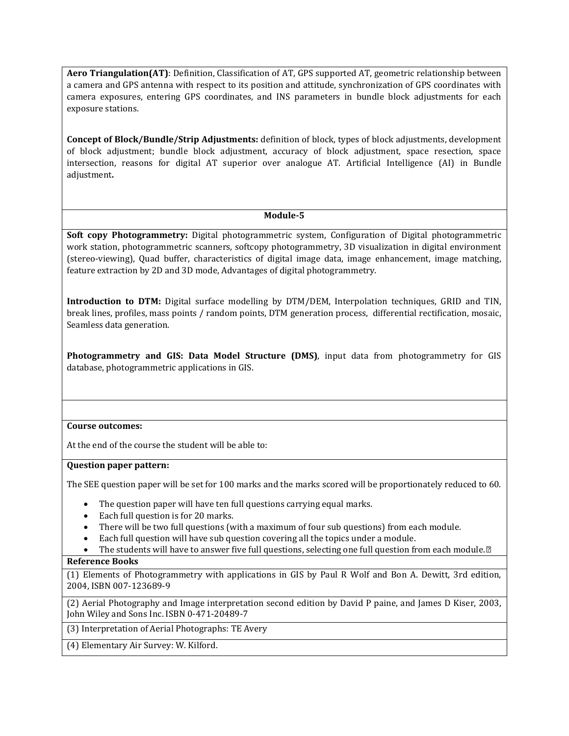**Aero Triangulation(AT)**: Definition, Classification of AT, GPS supported AT, geometric relationship between a camera and GPS antenna with respect to its position and attitude, synchronization of GPS coordinates with camera exposures, entering GPS coordinates, and INS parameters in bundle block adjustments for each exposure stations.

**Concept of Block/Bundle/Strip Adjustments:** definition of block, types of block adjustments, development of block adjustment; bundle block adjustment, accuracy of block adjustment, space resection, space intersection, reasons for digital AT superior over analogue AT. Artificial Intelligence (AI) in Bundle adjustment**.**

## Module-5

**Soft copy Photogrammetry:** Digital photogrammetric system, Configuration of Digital photogrammetric work station, photogrammetric scanners, softcopy photogrammetry, 3D visualization in digital environment (stereo-viewing), Quad buffer, characteristics of digital image data, image enhancement, image matching, feature extraction by 2D and 3D mode, Advantages of digital photogrammetry.

**Introduction to DTM:** Digital surface modelling by DTM/DEM, Interpolation techniques, GRID and TIN, break lines, profiles, mass points / random points, DTM generation process, differential rectification, mosaic, Seamless data generation.

**Photogrammetry and GIS: Data Model Structure (DMS)**, input data from photogrammetry for GIS database, photogrammetric applications in GIS.

**Course outcomes:**

At the end of the course the student will be able to:

**Question paper pattern:**

The SEE question paper will be set for 100 marks and the marks scored will be proportionately reduced to 60.

- The question paper will have ten full questions carrying equal marks.
- Each full question is for 20 marks.
- There will be two full questions (with a maximum of four sub questions) from each module.
- Each full question will have sub question covering all the topics under a module.
- The students will have to answer five full questions, selecting one full question from each module.

**Reference Books**

(1) Elements of Photogrammetry with applications in GIS by Paul R Wolf and Bon A. Dewitt, 3rd edition, 2004, ISBN 007-123689-9

(2) Aerial Photography and Image interpretation second edition by David P paine, and James D Kiser, 2003, John Wiley and Sons Inc. ISBN 0-471-20489-7

(3) Interpretation of Aerial Photographs: TE Avery

(4) Elementary Air Survey: W. Kilford.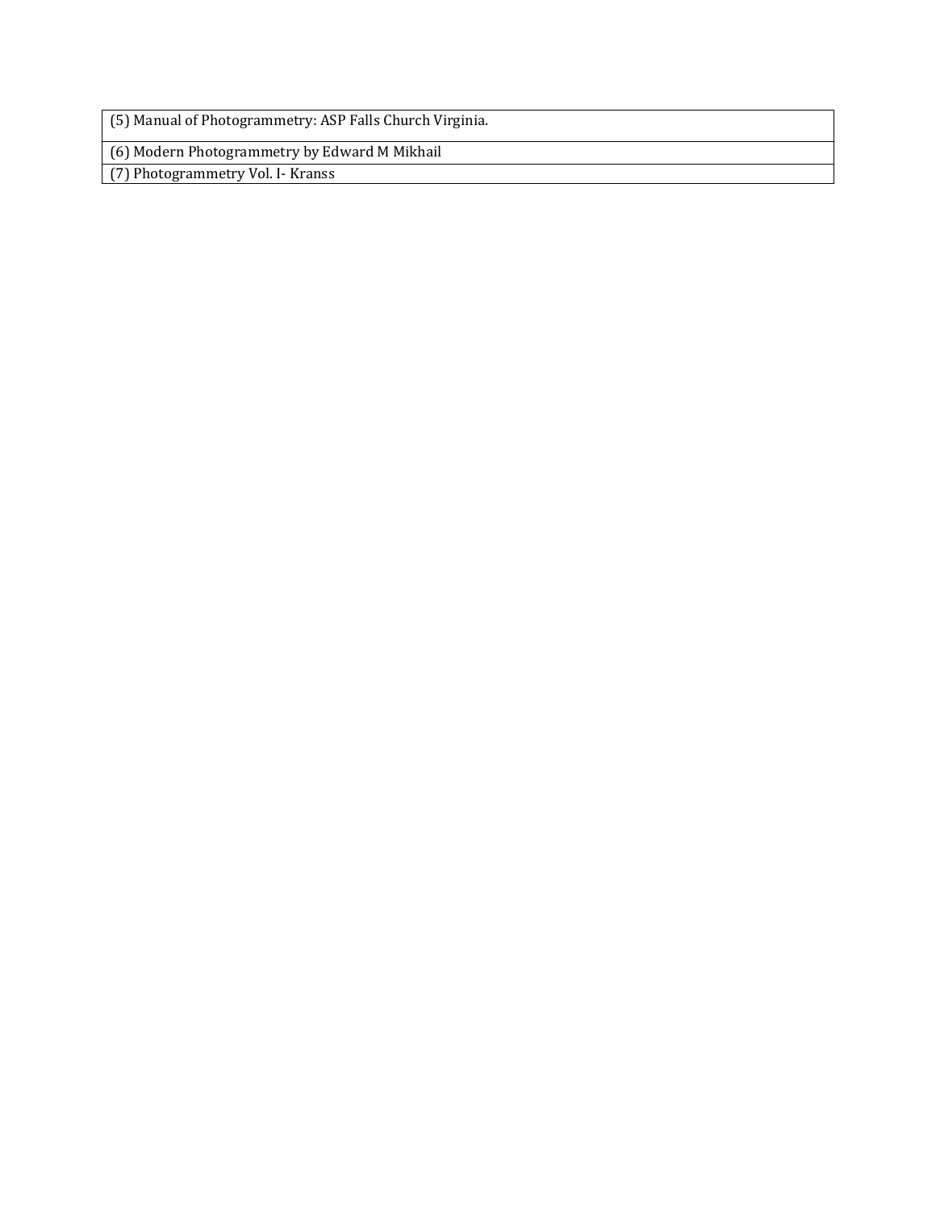| (5) Manual of Photogrammetry: ASP Falls Church Virginia. |
| --- |
| (6) Modern Photogrammetry by Edward M Mikhail |
| (7) Photogrammetry Vol. I- Kranss |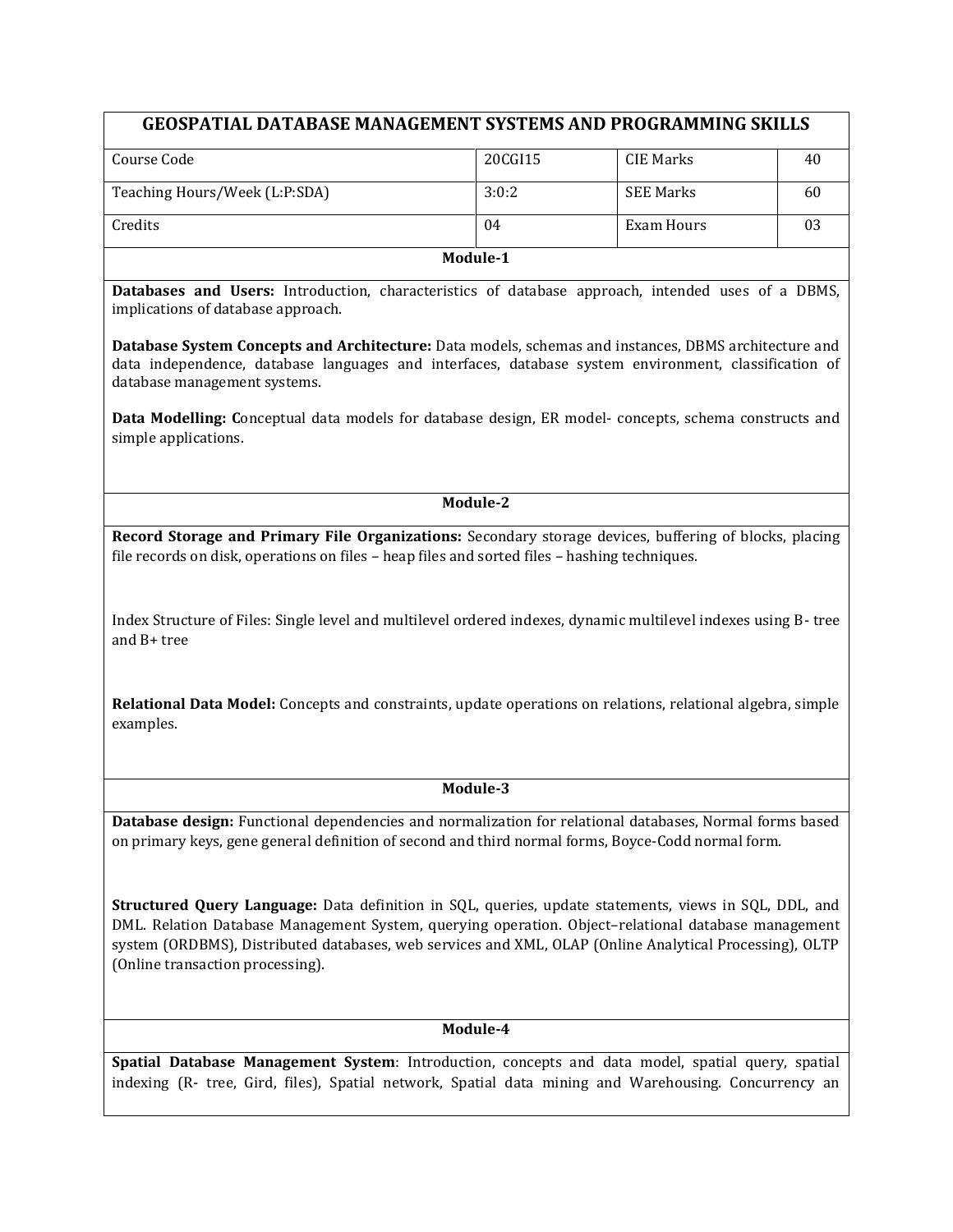## GEOSPATIAL DATABASE MANAGEMENT SYSTEMS AND PROGRAMMING SKILLS

| Course Code | 20CGI15 | CIE Marks | 40 |
|---|---|---|---|
| Teaching Hours/Week (L:P:SDA) | 3:0:2 | SEE Marks | 60 |
| Credits | 04 | Exam Hours | 03 |

### Module-1

**Databases and Users:** Introduction, characteristics of database approach, intended uses of a DBMS, implications of database approach.

**Database System Concepts and Architecture:** Data models, schemas and instances, DBMS architecture and data independence, database languages and interfaces, database system environment, classification of database management systems.

**Data Modelling: C**onceptual data models for database design, ER model- concepts, schema constructs and simple applications.

### Module-2

**Record Storage and Primary File Organizations:** Secondary storage devices, buffering of blocks, placing file records on disk, operations on files – heap files and sorted files – hashing techniques.

Index Structure of Files: Single level and multilevel ordered indexes, dynamic multilevel indexes using B- tree and B+ tree

**Relational Data Model:** Concepts and constraints, update operations on relations, relational algebra, simple examples.

### Module-3

**Database design:** Functional dependencies and normalization for relational databases, Normal forms based on primary keys, gene general definition of second and third normal forms, Boyce-Codd normal form.

**Structured Query Language:** Data definition in SQL, queries, update statements, views in SQL, DDL, and DML. Relation Database Management System, querying operation. Object–relational database management system (ORDBMS), Distributed databases, web services and XML, OLAP (Online Analytical Processing), OLTP (Online transaction processing).

### Module-4

**Spatial Database Management System**: Introduction, concepts and data model, spatial query, spatial indexing (R- tree, Gird, files), Spatial network, Spatial data mining and Warehousing. Concurrency an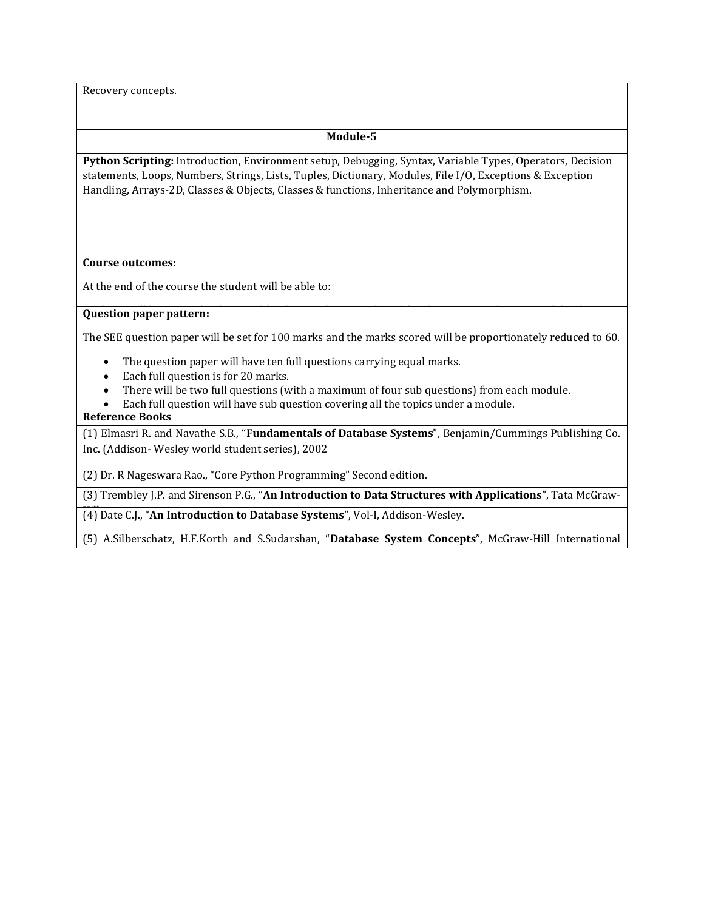Recovery concepts.

**Module-5**

**Python Scripting:** Introduction, Environment setup, Debugging, Syntax, Variable Types, Operators, Decision statements, Loops, Numbers, Strings, Lists, Tuples, Dictionary, Modules, File I/O, Exceptions & Exception Handling, Arrays-2D, Classes & Objects, Classes & functions, Inheritance and Polymorphism.

**Course outcomes:**

At the end of the course the student will be able to:

**Question paper pattern:**

The SEE question paper will be set for 100 marks and the marks scored will be proportionately reduced to 60.

- The question paper will have ten full questions carrying equal marks.
- Each full question is for 20 marks.
- There will be two full questions (with a maximum of four sub questions) from each module.
- Each full question will have sub question covering all the topics under a module.

**Reference Books**

(1) Elmasri R. and Navathe S.B., "**Fundamentals of Database Systems**", Benjamin/Cummings Publishing Co. Inc. (Addison- Wesley world student series), 2002

(2) Dr. R Nageswara Rao., "Core Python Programming" Second edition.

(3) Trembley J.P. and Sirenson P.G., "**An Introduction to Data Structures with Applications**", Tata McGraw-

(4) Date C.J., "**An Introduction to Database Systems**", Vol-I, Addison-Wesley.

(5) A.Silberschatz, H.F.Korth and S.Sudarshan, "**Database System Concepts**", McGraw-Hill International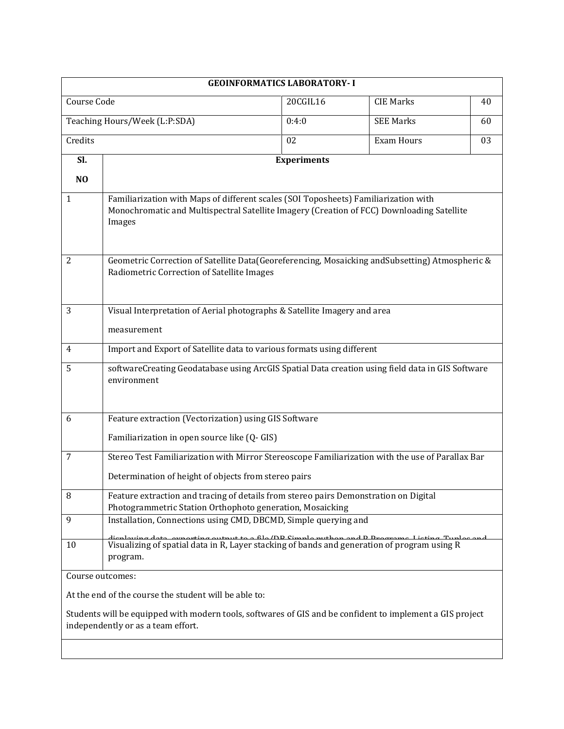| GEOINFORMATICS LABORATORY- I | | | |
|---|---|---|---|
| Course Code | 20CGIL16 | CIE Marks | 40 |
| Teaching Hours/Week (L:P:SDA) | 0:4:0 | SEE Marks | 60 |
| Credits | 02 | Exam Hours | 03 |

| Sl. NO | Experiments |
|---|---|
| 1 | Familiarization with Maps of different scales (SOI Toposheets) Familiarization with Monochromatic and Multispectral Satellite Imagery (Creation of FCC) Downloading Satellite Images |
| 2 | Geometric Correction of Satellite Data(Georeferencing, Mosaicking andSubsetting) Atmospheric & Radiometric Correction of Satellite Images |
| 3 | Visual Interpretation of Aerial photographs & Satellite Imagery and area measurement |
| 4 | Import and Export of Satellite data to various formats using different |
| 5 | softwareCreating Geodatabase using ArcGIS Spatial Data creation using field data in GIS Software environment |
| 6 | Feature extraction (Vectorization) using GIS Software Familiarization in open source like (Q- GIS) |
| 7 | Stereo Test Familiarization with Mirror Stereoscope Familiarization with the use of Parallax Bar Determination of height of objects from stereo pairs |
| 8 | Feature extraction and tracing of details from stereo pairs Demonstration on Digital Photogrammetric Station Orthophoto generation, Mosaicking |
| 9 | Installation, Connections using CMD, DBCMD, Simple querying and displaying data, exporting output to a file/DB Simple python and R Programs, Listing, Tuples and |
| 10 | Visualizing of spatial data in R, Layer stacking of bands and generation of program using R program. |

Course outcomes:

At the end of the course the student will be able to:

Students will be equipped with modern tools, softwares of GIS and be confident to implement a GIS project independently or as a team effort.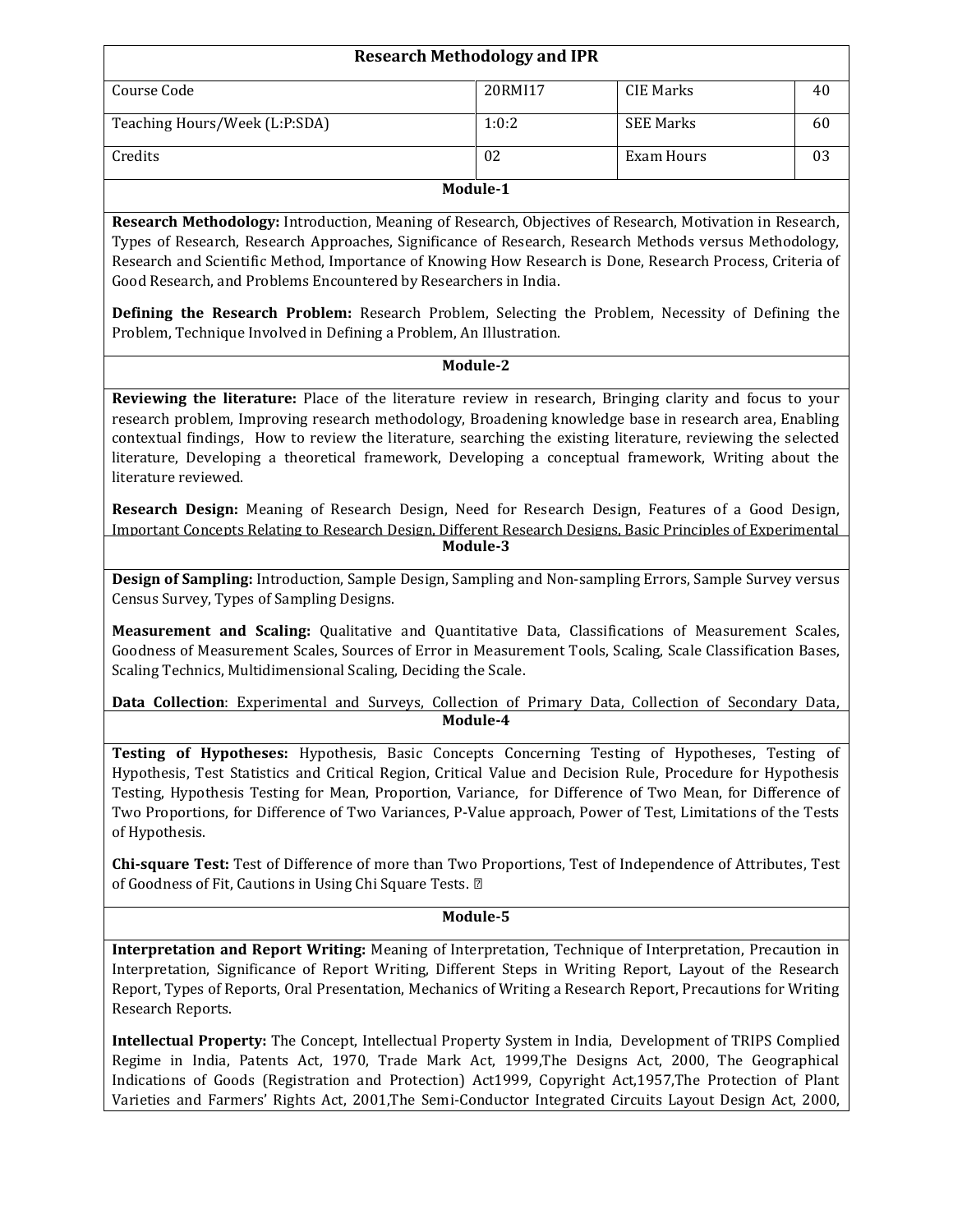## Research Methodology and IPR

| Course Code | 20RMI17 | CIE Marks | 40 |
|---|---|---|---|
| Teaching Hours/Week (L:P:SDA) | 1:0:2 | SEE Marks | 60 |
| Credits | 02 | Exam Hours | 03 |

### Module-1

**Research Methodology:** Introduction, Meaning of Research, Objectives of Research, Motivation in Research, Types of Research, Research Approaches, Significance of Research, Research Methods versus Methodology, Research and Scientific Method, Importance of Knowing How Research is Done, Research Process, Criteria of Good Research, and Problems Encountered by Researchers in India.

**Defining the Research Problem:** Research Problem, Selecting the Problem, Necessity of Defining the Problem, Technique Involved in Defining a Problem, An Illustration.

### Module-2

**Reviewing the literature:** Place of the literature review in research, Bringing clarity and focus to your research problem, Improving research methodology, Broadening knowledge base in research area, Enabling contextual findings, How to review the literature, searching the existing literature, reviewing the selected literature, Developing a theoretical framework, Developing a conceptual framework, Writing about the literature reviewed.

**Research Design:** Meaning of Research Design, Need for Research Design, Features of a Good Design, Important Concepts Relating to Research Design, Different Research Designs, Basic Principles of Experimental

### Module-3

**Design of Sampling:** Introduction, Sample Design, Sampling and Non-sampling Errors, Sample Survey versus Census Survey, Types of Sampling Designs.

**Measurement and Scaling:** Qualitative and Quantitative Data, Classifications of Measurement Scales, Goodness of Measurement Scales, Sources of Error in Measurement Tools, Scaling, Scale Classification Bases, Scaling Technics, Multidimensional Scaling, Deciding the Scale.

**Data Collection**: Experimental and Surveys, Collection of Primary Data, Collection of Secondary Data,

### Module-4

**Testing of Hypotheses:** Hypothesis, Basic Concepts Concerning Testing of Hypotheses, Testing of Hypothesis, Test Statistics and Critical Region, Critical Value and Decision Rule, Procedure for Hypothesis Testing, Hypothesis Testing for Mean, Proportion, Variance, for Difference of Two Mean, for Difference of Two Proportions, for Difference of Two Variances, P-Value approach, Power of Test, Limitations of the Tests of Hypothesis.

**Chi-square Test:** Test of Difference of more than Two Proportions, Test of Independence of Attributes, Test of Goodness of Fit, Cautions in Using Chi Square Tests.

### Module-5

**Interpretation and Report Writing:** Meaning of Interpretation, Technique of Interpretation, Precaution in Interpretation, Significance of Report Writing, Different Steps in Writing Report, Layout of the Research Report, Types of Reports, Oral Presentation, Mechanics of Writing a Research Report, Precautions for Writing Research Reports.

**Intellectual Property:** The Concept, Intellectual Property System in India, Development of TRIPS Complied Regime in India, Patents Act, 1970, Trade Mark Act, 1999,The Designs Act, 2000, The Geographical Indications of Goods (Registration and Protection) Act1999, Copyright Act,1957,The Protection of Plant Varieties and Farmers' Rights Act, 2001,The Semi-Conductor Integrated Circuits Layout Design Act, 2000,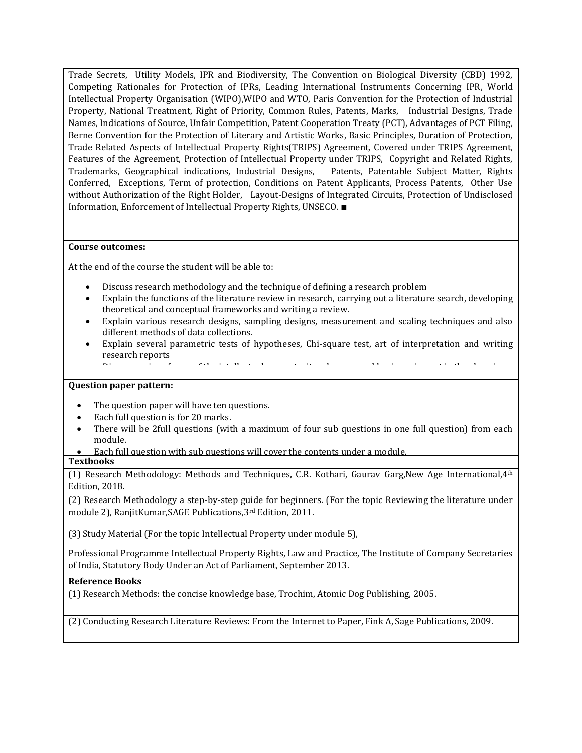Trade Secrets, Utility Models, IPR and Biodiversity, The Convention on Biological Diversity (CBD) 1992, Competing Rationales for Protection of IPRs, Leading International Instruments Concerning IPR, World Intellectual Property Organisation (WIPO),WIPO and WTO, Paris Convention for the Protection of Industrial Property, National Treatment, Right of Priority, Common Rules, Patents, Marks, Industrial Designs, Trade Names, Indications of Source, Unfair Competition, Patent Cooperation Treaty (PCT), Advantages of PCT Filing, Berne Convention for the Protection of Literary and Artistic Works, Basic Principles, Duration of Protection, Trade Related Aspects of Intellectual Property Rights(TRIPS) Agreement, Covered under TRIPS Agreement, Features of the Agreement, Protection of Intellectual Property under TRIPS, Copyright and Related Rights, Trademarks, Geographical indications, Industrial Designs, Patents, Patentable Subject Matter, Rights Conferred, Exceptions, Term of protection, Conditions on Patent Applicants, Process Patents, Other Use without Authorization of the Right Holder, Layout-Designs of Integrated Circuits, Protection of Undisclosed Information, Enforcement of Intellectual Property Rights, UNSECO. ■

**Course outcomes:**

At the end of the course the student will be able to:

- Discuss research methodology and the technique of defining a research problem
- Explain the functions of the literature review in research, carrying out a literature search, developing theoretical and conceptual frameworks and writing a review.
- Explain various research designs, sampling designs, measurement and scaling techniques and also different methods of data collections.
- Explain several parametric tests of hypotheses, Chi-square test, art of interpretation and writing research reports

**Question paper pattern:**

- The question paper will have ten questions.
- Each full question is for 20 marks.
- There will be 2full questions (with a maximum of four sub questions in one full question) from each module.
- Each full question with sub questions will cover the contents under a module.

**Textbooks**

(1) Research Methodology: Methods and Techniques, C.R. Kothari, Gaurav Garg,New Age International,4th Edition, 2018.

(2) Research Methodology a step-by-step guide for beginners. (For the topic Reviewing the literature under module 2), RanjitKumar,SAGE Publications,3rd Edition, 2011.

(3) Study Material (For the topic Intellectual Property under module 5),

Professional Programme Intellectual Property Rights, Law and Practice, The Institute of Company Secretaries of India, Statutory Body Under an Act of Parliament, September 2013.

**Reference Books**

(1) Research Methods: the concise knowledge base, Trochim, Atomic Dog Publishing, 2005.

(2) Conducting Research Literature Reviews: From the Internet to Paper, Fink A, Sage Publications, 2009.